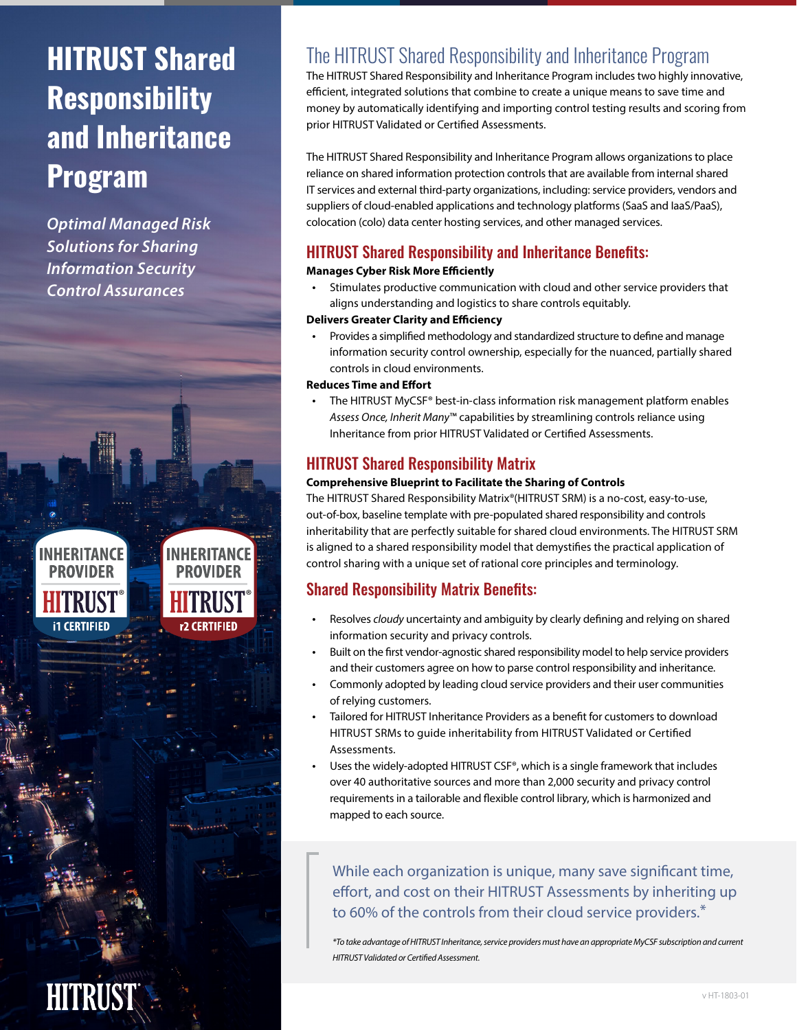# HITRUST Shared Responsibility and Inheritance Program

*Optimal Managed Risk Solutions for Sharing Information Security Control Assurances*

INHERITANCE PROVIDER HITRUST® i1 CERTIFIED

INHERITANCE PROVIDER HITRUST® r2 CERTIFIED

HITRUST®

## The HITRUST Shared Responsibility and Inheritance Program

The HITRUST Shared Responsibility and Inheritance Program includes two highly innovative, efficient, integrated solutions that combine to create a unique means to save time and money by automatically identifying and importing control testing results and scoring from prior HITRUST Validated or Certified Assessments.

The HITRUST Shared Responsibility and Inheritance Program allows organizations to place reliance on shared information protection controls that are available from internal shared IT services and external third-party organizations, including: service providers, vendors and suppliers of cloud-enabled applications and technology platforms (SaaS and IaaS/PaaS), colocation (colo) data center hosting services, and other managed services.

## HITRUST Shared Responsibility and Inheritance Benefits:

**Manages Cyber Risk More Efficiently**

- Stimulates productive communication with cloud and other service providers that aligns understanding and logistics to share controls equitably.

**Delivers Greater Clarity and Efficiency**

- Provides a simplified methodology and standardized structure to define and manage information security control ownership, especially for the nuanced, partially shared controls in cloud environments.

**Reduces Time and Effort**

- The HITRUST MyCSF® best-in-class information risk management platform enables *Assess Once, Inherit Many*™ capabilities by streamlining controls reliance using Inheritance from prior HITRUST Validated or Certified Assessments.

## HITRUST Shared Responsibility Matrix

**Comprehensive Blueprint to Facilitate the Sharing of Controls**

The HITRUST Shared Responsibility Matrix®(HITRUST SRM) is a no-cost, easy-to-use, out-of-box, baseline template with pre-populated shared responsibility and controls inheritability that are perfectly suitable for shared cloud environments. The HITRUST SRM is aligned to a shared responsibility model that demystifies the practical application of control sharing with a unique set of rational core principles and terminology.

## Shared Responsibility Matrix Benefits:

- Resolves *cloudy* uncertainty and ambiguity by clearly defining and relying on shared information security and privacy controls.
- Built on the first vendor-agnostic shared responsibility model to help service providers and their customers agree on how to parse control responsibility and inheritance.
- Commonly adopted by leading cloud service providers and their user communities of relying customers.
- Tailored for HITRUST Inheritance Providers as a benefit for customers to download HITRUST SRMs to guide inheritability from HITRUST Validated or Certified Assessments.
- Uses the widely-adopted HITRUST CSF®, which is a single framework that includes over 40 authoritative sources and more than 2,000 security and privacy control requirements in a tailorable and flexible control library, which is harmonized and mapped to each source.

> While each organization is unique, many save significant time, effort, and cost on their HITRUST Assessments by inheriting up to 60% of the controls from their cloud service providers.*
>
> **To take advantage of HITRUST Inheritance, service providers must have an appropriate MyCSF subscription and current HITRUST Validated or Certified Assessment.*

v HT-1803-01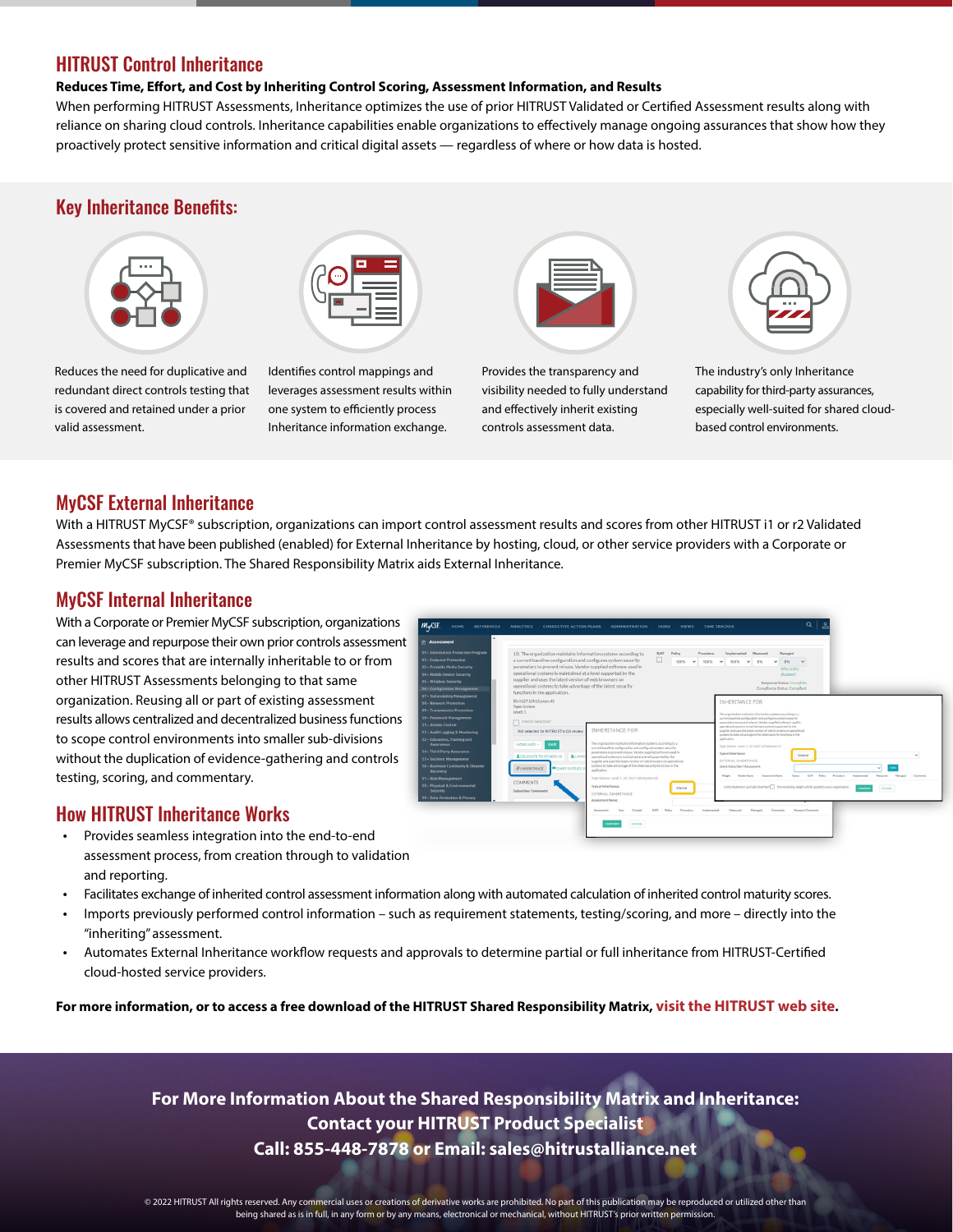## HITRUST Control Inheritance

**Reduces Time, Effort, and Cost by Inheriting Control Scoring, Assessment Information, and Results**

When performing HITRUST Assessments, Inheritance optimizes the use of prior HITRUST Validated or Certified Assessment results along with reliance on sharing cloud controls. Inheritance capabilities enable organizations to effectively manage ongoing assurances that show how they proactively protect sensitive information and critical digital assets — regardless of where or how data is hosted.

## Key Inheritance Benefits:

Reduces the need for duplicative and redundant direct controls testing that is covered and retained under a prior valid assessment.

Identifies control mappings and leverages assessment results within one system to efficiently process Inheritance information exchange.

Provides the transparency and visibility needed to fully understand and effectively inherit existing controls assessment data.

The industry's only Inheritance capability for third-party assurances, especially well-suited for shared cloud-based control environments.

## MyCSF External Inheritance

With a HITRUST MyCSF® subscription, organizations can import control assessment results and scores from other HITRUST i1 or r2 Validated Assessments that have been published (enabled) for External Inheritance by hosting, cloud, or other service providers with a Corporate or Premier MyCSF subscription. The Shared Responsibility Matrix aids External Inheritance.

## MyCSF Internal Inheritance

With a Corporate or Premier MyCSF subscription, organizations can leverage and repurpose their own prior controls assessment results and scores that are internally inheritable to or from other HITRUST Assessments belonging to that same organization. Reusing all or part of existing assessment results allows centralized and decentralized business functions to scope control environments into smaller sub-divisions without the duplication of evidence-gathering and controls testing, scoring, and commentary.

## How HITRUST Inheritance Works

- Provides seamless integration into the end-to-end assessment process, from creation through to validation and reporting.
- Facilitates exchange of inherited control assessment information along with automated calculation of inherited control maturity scores.
- Imports previously performed control information – such as requirement statements, testing/scoring, and more – directly into the "inheriting" assessment.
- Automates External Inheritance workflow requests and approvals to determine partial or full inheritance from HITRUST-Certified cloud-hosted service providers.

**For more information, or to access a free download of the HITRUST Shared Responsibility Matrix, visit the HITRUST web site.**

**For More Information About the Shared Responsibility Matrix and Inheritance:**
**Contact your HITRUST Product Specialist**
**Call: 855-448-7878 or Email: sales@hitrustalliance.net**

© 2022 HITRUST All rights reserved. Any commercial uses or creations of derivative works are prohibited. No part of this publication may be reproduced or utilized other than being shared as is in full, in any form or by any means, electronical or mechanical, without HITRUST's prior written permission.